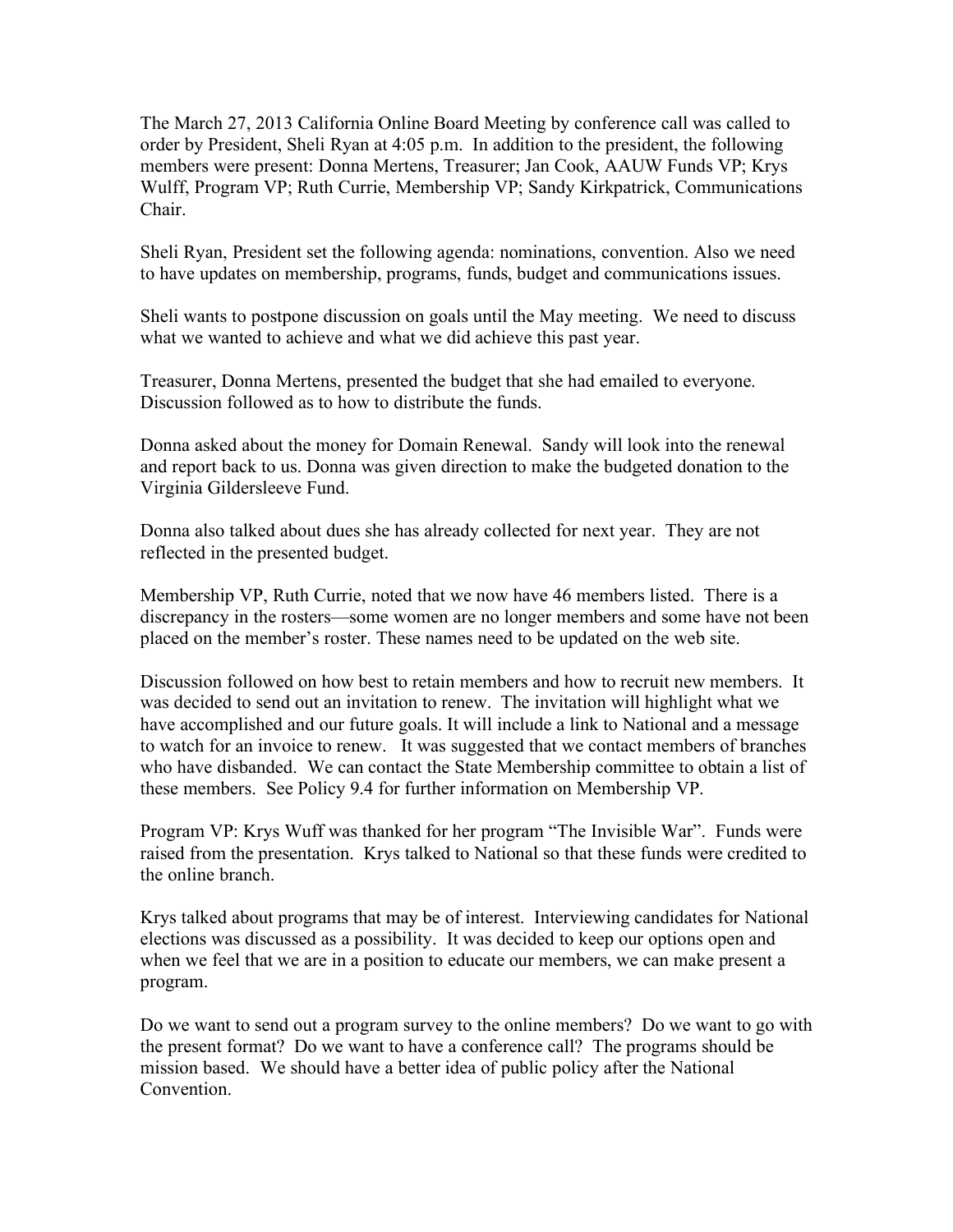The March 27, 2013 California Online Board Meeting by conference call was called to order by President, Sheli Ryan at 4:05 p.m. In addition to the president, the following members were present: Donna Mertens, Treasurer; Jan Cook, AAUW Funds VP; Krys Wulff, Program VP; Ruth Currie, Membership VP; Sandy Kirkpatrick, Communications Chair.

Sheli Ryan, President set the following agenda: nominations, convention. Also we need to have updates on membership, programs, funds, budget and communications issues.

Sheli wants to postpone discussion on goals until the May meeting. We need to discuss what we wanted to achieve and what we did achieve this past year.

Treasurer, Donna Mertens, presented the budget that she had emailed to everyone. Discussion followed as to how to distribute the funds.

Donna asked about the money for Domain Renewal. Sandy will look into the renewal and report back to us. Donna was given direction to make the budgeted donation to the Virginia Gildersleeve Fund.

Donna also talked about dues she has already collected for next year. They are not reflected in the presented budget.

Membership VP, Ruth Currie, noted that we now have 46 members listed. There is a discrepancy in the rosters—some women are no longer members and some have not been placed on the member's roster. These names need to be updated on the web site.

Discussion followed on how best to retain members and how to recruit new members. It was decided to send out an invitation to renew. The invitation will highlight what we have accomplished and our future goals. It will include a link to National and a message to watch for an invoice to renew. It was suggested that we contact members of branches who have disbanded. We can contact the State Membership committee to obtain a list of these members. See Policy 9.4 for further information on Membership VP.

Program VP: Krys Wuff was thanked for her program "The Invisible War". Funds were raised from the presentation. Krys talked to National so that these funds were credited to the online branch.

Krys talked about programs that may be of interest. Interviewing candidates for National elections was discussed as a possibility. It was decided to keep our options open and when we feel that we are in a position to educate our members, we can make present a program.

Do we want to send out a program survey to the online members? Do we want to go with the present format? Do we want to have a conference call? The programs should be mission based. We should have a better idea of public policy after the National Convention.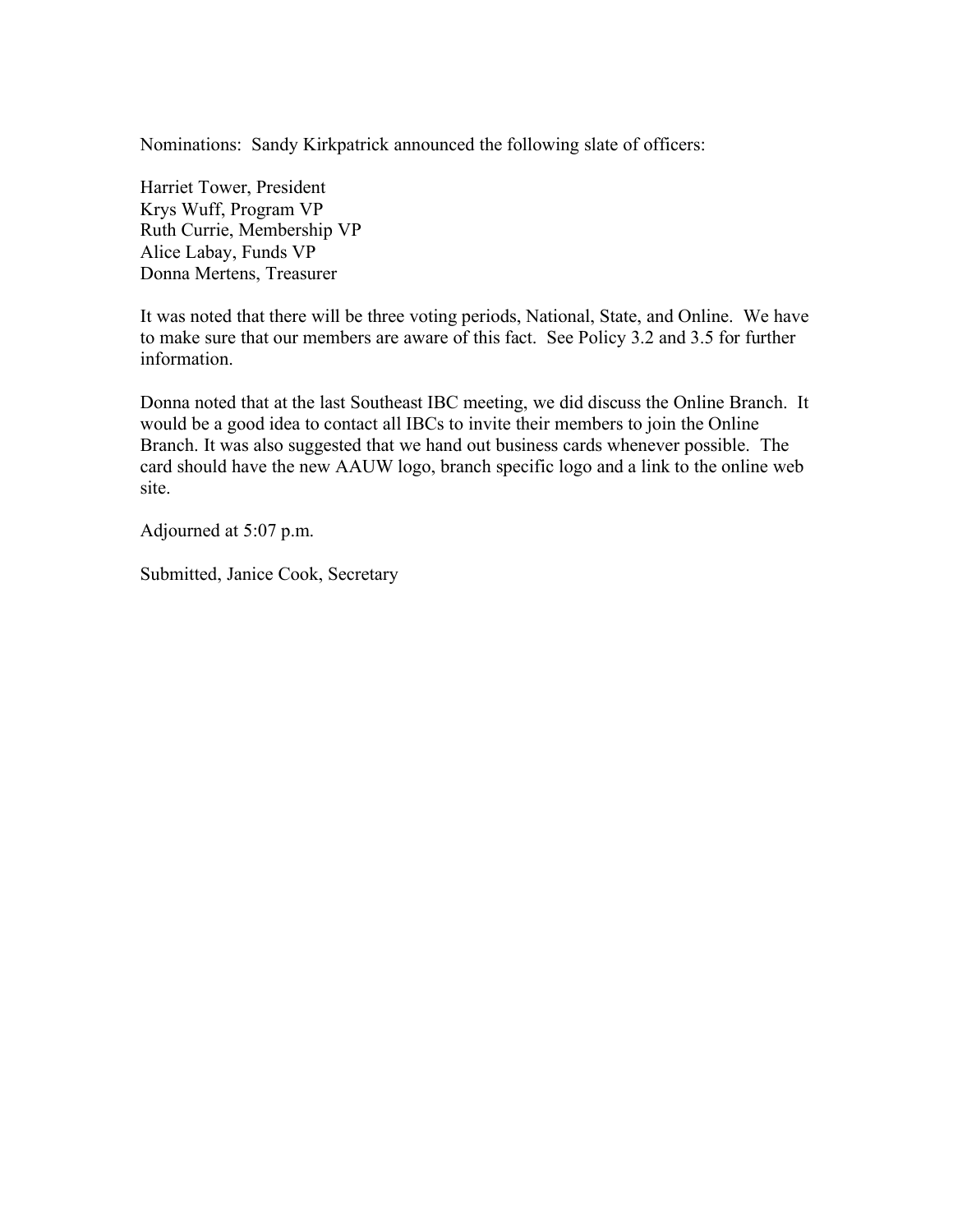Nominations: Sandy Kirkpatrick announced the following slate of officers:

Harriet Tower, President
Krys Wuff, Program VP
Ruth Currie, Membership VP
Alice Labay, Funds VP
Donna Mertens, Treasurer

It was noted that there will be three voting periods, National, State, and Online. We have to make sure that our members are aware of this fact. See Policy 3.2 and 3.5 for further information.

Donna noted that at the last Southeast IBC meeting, we did discuss the Online Branch. It would be a good idea to contact all IBCs to invite their members to join the Online Branch. It was also suggested that we hand out business cards whenever possible. The card should have the new AAUW logo, branch specific logo and a link to the online web site.

Adjourned at 5:07 p.m.

Submitted, Janice Cook, Secretary